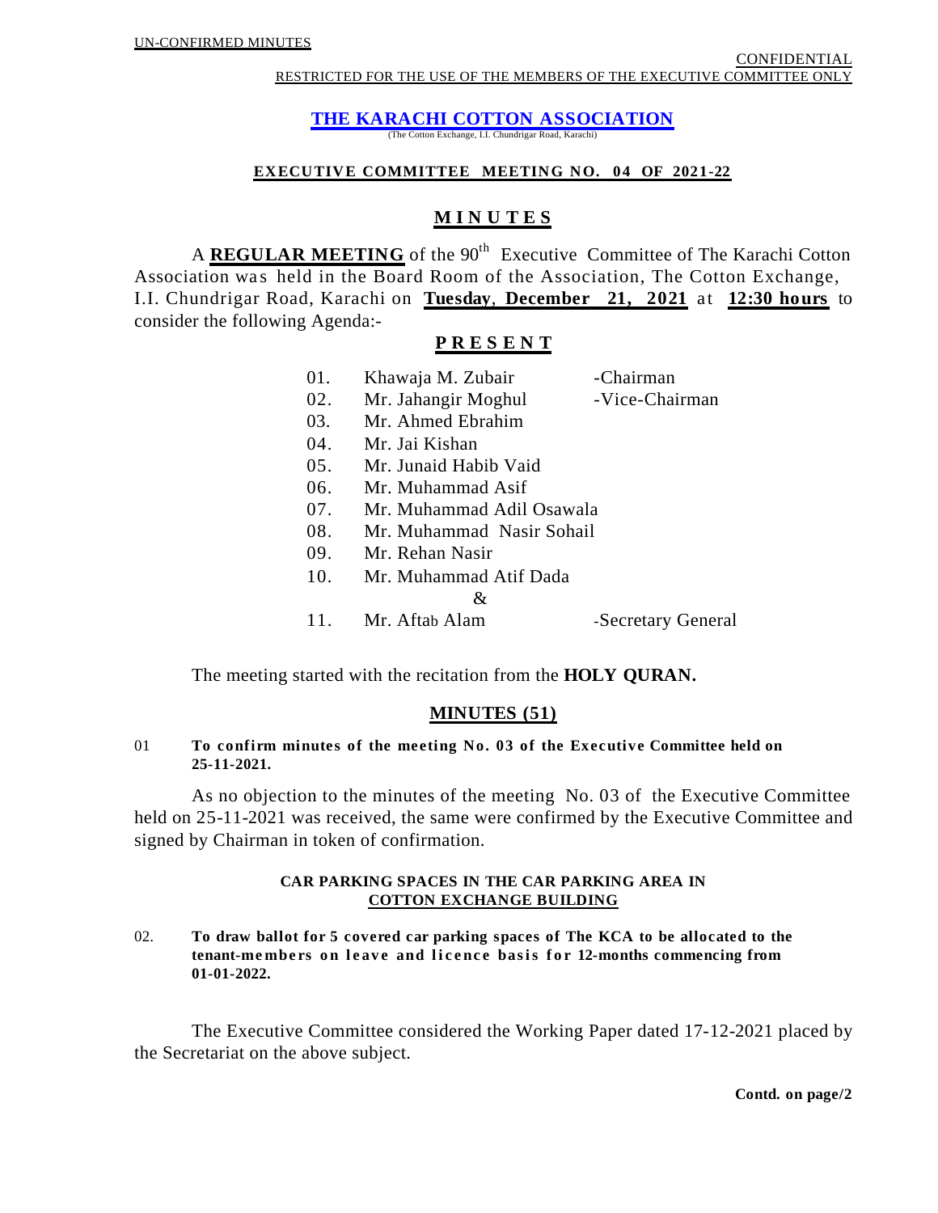UN-CONFIRMED MINUTES

CONFIDENTIAL

RESTRICTED FOR THE USE OF THE MEMBERS OF THE EXECUTIVE COMMITTEE ONLY

# THE KARACHI COTTON ASSOCIATION

(The Cotton Exchange, I.I. Chundrigar Road, Karachi)

**EXECUTIVE COMMITTEE MEETING NO. 04 OF 2021-22**

## M I N U T E S

A **REGULAR MEETING** of the 90th Executive Committee of The Karachi Cotton Association was held in the Board Room of the Association, The Cotton Exchange, I.I. Chundrigar Road, Karachi on **Tuesday**, **December 21, 2021** at **12:30 hours** to consider the following Agenda:-

## P R E S E N T

| | | |
|---|---|---|
| 01. | Khawaja M. Zubair | -Chairman |
| 02. | Mr. Jahangir Moghul | -Vice-Chairman |
| 03. | Mr. Ahmed Ebrahim | |
| 04. | Mr. Jai Kishan | |
| 05. | Mr. Junaid Habib Vaid | |
| 06. | Mr. Muhammad Asif | |
| 07. | Mr. Muhammad Adil Osawala | |
| 08. | Mr. Muhammad Nasir Sohail | |
| 09. | Mr. Rehan Nasir | |
| 10. | Mr. Muhammad Atif Dada | |
| | & | |
| 11. | Mr. Aftab Alam | -Secretary General |

The meeting started with the recitation from the **HOLY QURAN.**

## MINUTES (51)

01 **To confirm minutes of the meeting No. 03 of the Executive Committee held on 25-11-2021.**

As no objection to the minutes of the meeting No. 03 of the Executive Committee held on 25-11-2021 was received, the same were confirmed by the Executive Committee and signed by Chairman in token of confirmation.

**CAR PARKING SPACES IN THE CAR PARKING AREA IN COTTON EXCHANGE BUILDING**

02. **To draw ballot for 5 covered car parking spaces of The KCA to be allocated to the tenant-members on leave and licence basis for 12-months commencing from 01-01-2022.**

The Executive Committee considered the Working Paper dated 17-12-2021 placed by the Secretariat on the above subject.

**Contd. on page/2**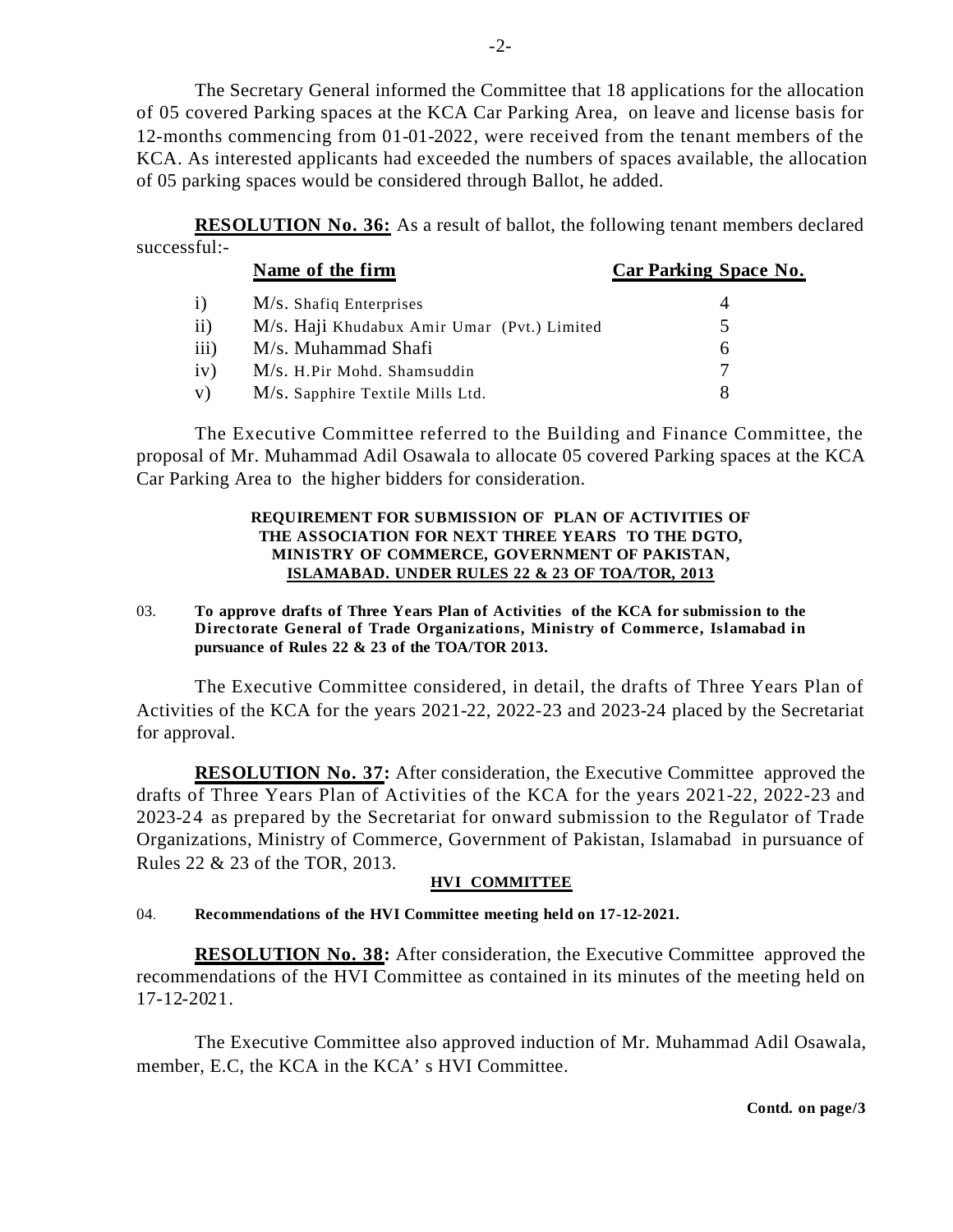The Secretary General informed the Committee that 18 applications for the allocation of 05 covered Parking spaces at the KCA Car Parking Area, on leave and license basis for 12-months commencing from 01-01-2022, were received from the tenant members of the KCA. As interested applicants had exceeded the numbers of spaces available, the allocation of 05 parking spaces would be considered through Ballot, he added.

**RESOLUTION No. 36:** As a result of ballot, the following tenant members declared successful:-

| | Name of the firm | Car Parking Space No. |
|---|---|---|
| i) | M/s. Shafiq Enterprises | 4 |
| ii) | M/s. Haji Khudabux Amir Umar (Pvt.) Limited | 5 |
| iii) | M/s. Muhammad Shafi | 6 |
| iv) | M/s. H.Pir Mohd. Shamsuddin | 7 |
| v) | M/s. Sapphire Textile Mills Ltd. | 8 |

The Executive Committee referred to the Building and Finance Committee, the proposal of Mr. Muhammad Adil Osawala to allocate 05 covered Parking spaces at the KCA Car Parking Area to the higher bidders for consideration.

**REQUIREMENT FOR SUBMISSION OF PLAN OF ACTIVITIES OF THE ASSOCIATION FOR NEXT THREE YEARS TO THE DGTO, MINISTRY OF COMMERCE, GOVERNMENT OF PAKISTAN, ISLAMABAD. UNDER RULES 22 & 23 OF TOA/TOR, 2013**

03. **To approve drafts of Three Years Plan of Activities of the KCA for submission to the Directorate General of Trade Organizations, Ministry of Commerce, Islamabad in pursuance of Rules 22 & 23 of the TOA/TOR 2013.**

The Executive Committee considered, in detail, the drafts of Three Years Plan of Activities of the KCA for the years 2021-22, 2022-23 and 2023-24 placed by the Secretariat for approval.

**RESOLUTION No. 37:** After consideration, the Executive Committee approved the drafts of Three Years Plan of Activities of the KCA for the years 2021-22, 2022-23 and 2023-24 as prepared by the Secretariat for onward submission to the Regulator of Trade Organizations, Ministry of Commerce, Government of Pakistan, Islamabad in pursuance of Rules 22 & 23 of the TOR, 2013.

**HVI COMMITTEE**

04. **Recommendations of the HVI Committee meeting held on 17-12-2021.**

**RESOLUTION No. 38:** After consideration, the Executive Committee approved the recommendations of the HVI Committee as contained in its minutes of the meeting held on 17-12-2021.

The Executive Committee also approved induction of Mr. Muhammad Adil Osawala, member, E.C, the KCA in the KCA' s HVI Committee.

**Contd. on page/3**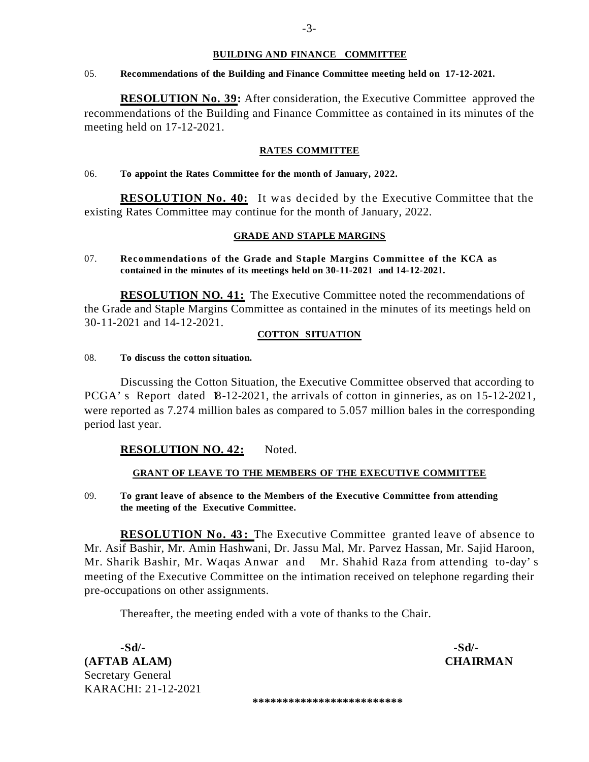## BUILDING AND FINANCE COMMITTEE

05. **Recommendations of the Building and Finance Committee meeting held on 17-12-2021.**

**RESOLUTION No. 39:** After consideration, the Executive Committee approved the recommendations of the Building and Finance Committee as contained in its minutes of the meeting held on 17-12-2021.

## RATES COMMITTEE

06. **To appoint the Rates Committee for the month of January, 2022.**

**RESOLUTION No. 40:** It was decided by the Executive Committee that the existing Rates Committee may continue for the month of January, 2022.

## GRADE AND STAPLE MARGINS

07. **Recommendations of the Grade and Staple Margins Committee of the KCA as contained in the minutes of its meetings held on 30-11-2021 and 14-12-2021.**

**RESOLUTION NO. 41:** The Executive Committee noted the recommendations of the Grade and Staple Margins Committee as contained in the minutes of its meetings held on 30-11-2021 and 14-12-2021.

## COTTON SITUATION

08. **To discuss the cotton situation.**

Discussing the Cotton Situation, the Executive Committee observed that according to PCGA's Report dated 18-12-2021, the arrivals of cotton in ginneries, as on 15-12-2021, were reported as 7.274 million bales as compared to 5.057 million bales in the corresponding period last year.

**RESOLUTION NO. 42:** Noted.

## GRANT OF LEAVE TO THE MEMBERS OF THE EXECUTIVE COMMITTEE

09. **To grant leave of absence to the Members of the Executive Committee from attending the meeting of the Executive Committee.**

**RESOLUTION No. 43:** The Executive Committee granted leave of absence to Mr. Asif Bashir, Mr. Amin Hashwani, Dr. Jassu Mal, Mr. Parvez Hassan, Mr. Sajid Haroon, Mr. Sharik Bashir, Mr. Waqas Anwar and Mr. Shahid Raza from attending to-day's meeting of the Executive Committee on the intimation received on telephone regarding their pre-occupations on other assignments.

Thereafter, the meeting ended with a vote of thanks to the Chair.

**-Sd/-**
**(AFTAB ALAM)**
Secretary General
KARACHI: 21-12-2021

**-Sd/-**
**CHAIRMAN**

************************